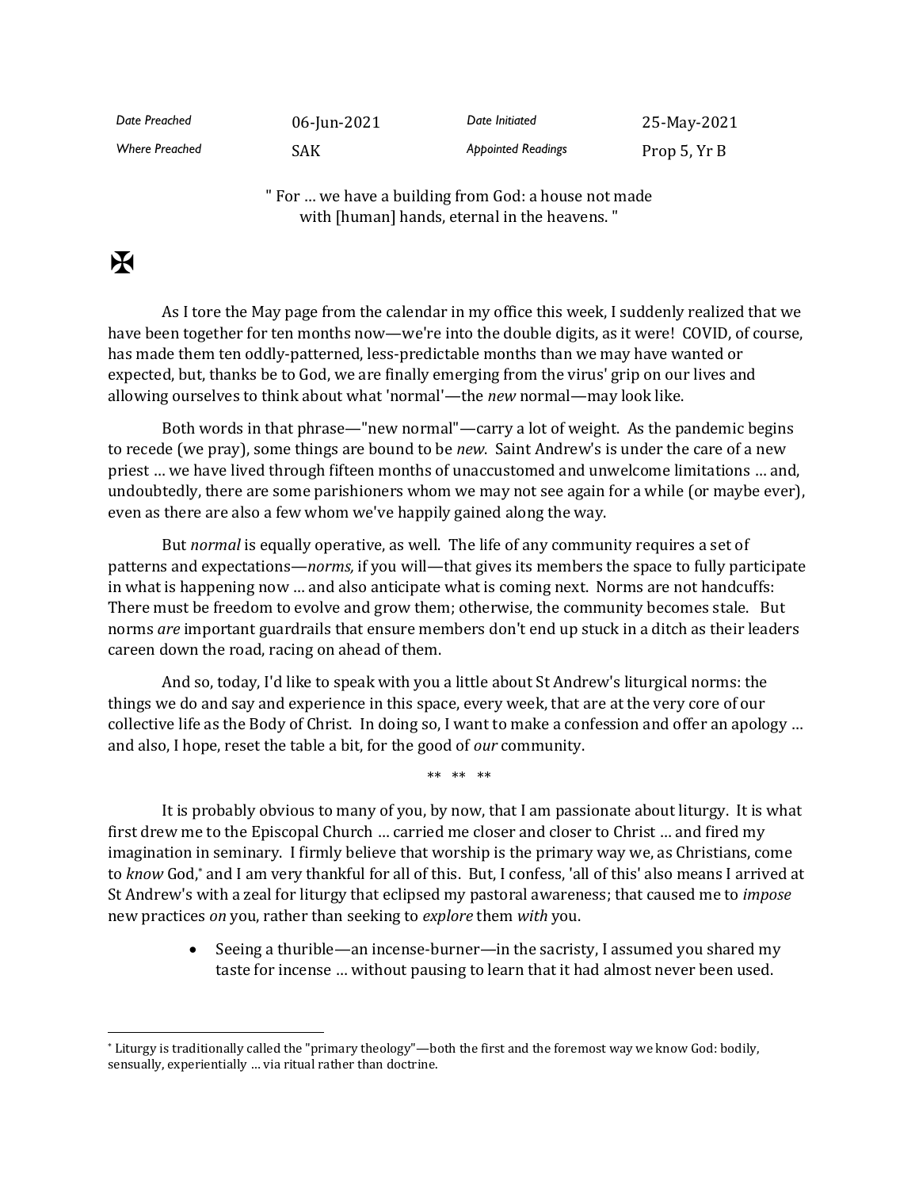| *Date Preached* | 06-Jun-2021 | *Date Initiated* | 25-May-2021 |
|---|---|---|---|
| *Where Preached* | SAK | *Appointed Readings* | Prop 5, Yr B |

" For … we have a building from God: a house not made with [human] hands, eternal in the heavens. "

✠

As I tore the May page from the calendar in my office this week, I suddenly realized that we have been together for ten months now—we're into the double digits, as it were! COVID, of course, has made them ten oddly-patterned, less-predictable months than we may have wanted or expected, but, thanks be to God, we are finally emerging from the virus' grip on our lives and allowing ourselves to think about what 'normal'—the *new* normal—may look like.

Both words in that phrase—"new normal"—carry a lot of weight. As the pandemic begins to recede (we pray), some things are bound to be *new*. Saint Andrew's is under the care of a new priest … we have lived through fifteen months of unaccustomed and unwelcome limitations … and, undoubtedly, there are some parishioners whom we may not see again for a while (or maybe ever), even as there are also a few whom we've happily gained along the way.

But *normal* is equally operative, as well. The life of any community requires a set of patterns and expectations—*norms,* if you will—that gives its members the space to fully participate in what is happening now … and also anticipate what is coming next. Norms are not handcuffs: There must be freedom to evolve and grow them; otherwise, the community becomes stale. But norms *are* important guardrails that ensure members don't end up stuck in a ditch as their leaders careen down the road, racing on ahead of them.

And so, today, I'd like to speak with you a little about St Andrew's liturgical norms: the things we do and say and experience in this space, every week, that are at the very core of our collective life as the Body of Christ. In doing so, I want to make a confession and offer an apology … and also, I hope, reset the table a bit, for the good of *our* community.

** ** **

It is probably obvious to many of you, by now, that I am passionate about liturgy. It is what first drew me to the Episcopal Church … carried me closer and closer to Christ … and fired my imagination in seminary. I firmly believe that worship is the primary way we, as Christians, come to *know* God,[*] and I am very thankful for all of this. But, I confess, 'all of this' also means I arrived at St Andrew's with a zeal for liturgy that eclipsed my pastoral awareness; that caused me to *impose* new practices *on* you, rather than seeking to *explore* them *with* you.

- Seeing a thurible—an incense-burner—in the sacristy, I assumed you shared my taste for incense … without pausing to learn that it had almost never been used.

---

[*] Liturgy is traditionally called the "primary theology"—both the first and the foremost way we know God: bodily, sensually, experientially … via ritual rather than doctrine.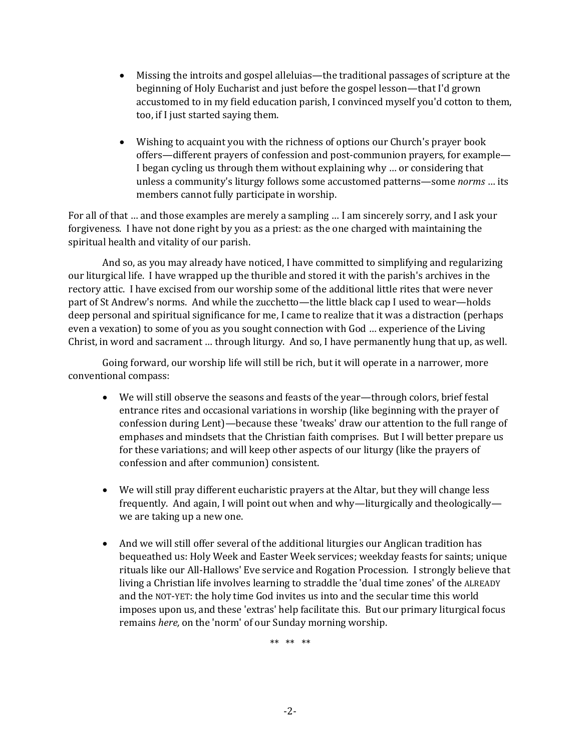- Missing the introits and gospel alleluias—the traditional passages of scripture at the beginning of Holy Eucharist and just before the gospel lesson—that I'd grown accustomed to in my field education parish, I convinced myself you'd cotton to them, too, if I just started saying them.

- Wishing to acquaint you with the richness of options our Church's prayer book offers—different prayers of confession and post-communion prayers, for example—I began cycling us through them without explaining why … or considering that unless a community's liturgy follows some accustomed patterns—some *norms* … its members cannot fully participate in worship.

For all of that … and those examples are merely a sampling … I am sincerely sorry, and I ask your forgiveness. I have not done right by you as a priest: as the one charged with maintaining the spiritual health and vitality of our parish.

And so, as you may already have noticed, I have committed to simplifying and regularizing our liturgical life. I have wrapped up the thurible and stored it with the parish's archives in the rectory attic. I have excised from our worship some of the additional little rites that were never part of St Andrew's norms. And while the zucchetto—the little black cap I used to wear—holds deep personal and spiritual significance for me, I came to realize that it was a distraction (perhaps even a vexation) to some of you as you sought connection with God … experience of the Living Christ, in word and sacrament … through liturgy. And so, I have permanently hung that up, as well.

Going forward, our worship life will still be rich, but it will operate in a narrower, more conventional compass:

- We will still observe the seasons and feasts of the year—through colors, brief festal entrance rites and occasional variations in worship (like beginning with the prayer of confession during Lent)—because these 'tweaks' draw our attention to the full range of emphas*e*s and mindsets that the Christian faith comprises. But I will better prepare us for these variations; and will keep other aspects of our liturgy (like the prayers of confession and after communion) consistent.

- We will still pray different eucharistic prayers at the Altar, but they will change less frequently. And again, I will point out when and why—liturgically and theologically—we are taking up a new one.

- And we will still offer several of the additional liturgies our Anglican tradition has bequeathed us: Holy Week and Easter Week services; weekday feasts for saints; unique rituals like our All-Hallows' Eve service and Rogation Procession. I strongly believe that living a Christian life involves learning to straddle the 'dual time zones' of the ALREADY and the NOT-YET: the holy time God invites us into and the secular time this world imposes upon us, and these 'extras' help facilitate this. But our primary liturgical focus remains *here,* on the 'norm' of our Sunday morning worship.

** ** **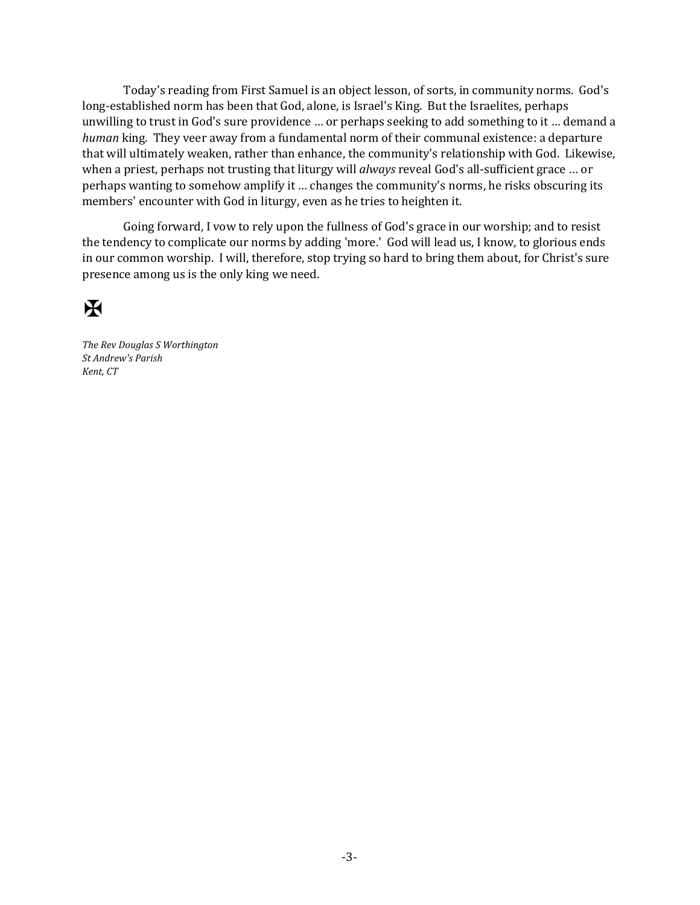Today's reading from First Samuel is an object lesson, of sorts, in community norms. God's long-established norm has been that God, alone, is Israel's King. But the Israelites, perhaps unwilling to trust in God's sure providence … or perhaps seeking to add something to it … demand a *human* king. They veer away from a fundamental norm of their communal existence: a departure that will ultimately weaken, rather than enhance, the community's relationship with God. Likewise, when a priest, perhaps not trusting that liturgy will *always* reveal God's all-sufficient grace … or perhaps wanting to somehow amplify it … changes the community's norms, he risks obscuring its members' encounter with God in liturgy, even as he tries to heighten it.

Going forward, I vow to rely upon the fullness of God's grace in our worship; and to resist the tendency to complicate our norms by adding 'more.' God will lead us, I know, to glorious ends in our common worship. I will, therefore, stop trying so hard to bring them about, for Christ's sure presence among us is the only king we need.

✠

*The Rev Douglas S Worthington*
*St Andrew's Parish*
*Kent, CT*